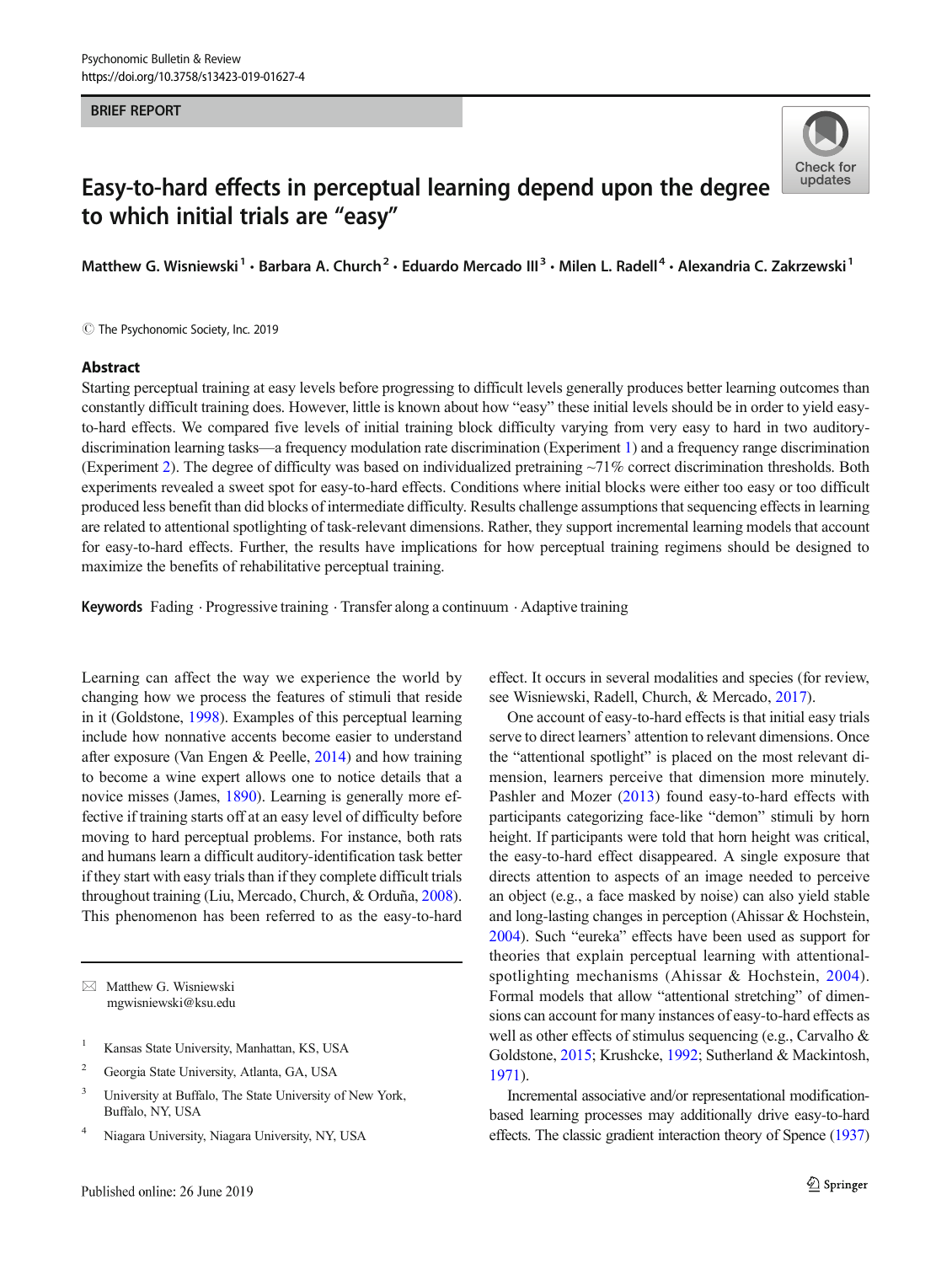BRIEF REPORT

# Easy-to-hard effects in perceptual learning depend upon the degree to which initial trials are "easy"

Matthew G. Wisniewski[1] · Barbara A. Church[2] · Eduardo Mercado III[3] · Milen L. Radell[4] · Alexandria C. Zakrzewski[1]

© The Psychonomic Society, Inc. 2019

## Abstract

Starting perceptual training at easy levels before progressing to difficult levels generally produces better learning outcomes than constantly difficult training does. However, little is known about how "easy" these initial levels should be in order to yield easy-to-hard effects. We compared five levels of initial training block difficulty varying from very easy to hard in two auditory-discrimination learning tasks—a frequency modulation rate discrimination (Experiment 1) and a frequency range discrimination (Experiment 2). The degree of difficulty was based on individualized pretraining ~71% correct discrimination thresholds. Both experiments revealed a sweet spot for easy-to-hard effects. Conditions where initial blocks were either too easy or too difficult produced less benefit than did blocks of intermediate difficulty. Results challenge assumptions that sequencing effects in learning are related to attentional spotlighting of task-relevant dimensions. Rather, they support incremental learning models that account for easy-to-hard effects. Further, the results have implications for how perceptual training regimens should be designed to maximize the benefits of rehabilitative perceptual training.

**Keywords** Fading · Progressive training · Transfer along a continuum · Adaptive training

Learning can affect the way we experience the world by changing how we process the features of stimuli that reside in it (Goldstone, 1998). Examples of this perceptual learning include how nonnative accents become easier to understand after exposure (Van Engen & Peelle, 2014) and how training to become a wine expert allows one to notice details that a novice misses (James, 1890). Learning is generally more effective if training starts off at an easy level of difficulty before moving to hard perceptual problems. For instance, both rats and humans learn a difficult auditory-identification task better if they start with easy trials than if they complete difficult trials throughout training (Liu, Mercado, Church, & Orduña, 2008). This phenomenon has been referred to as the easy-to-hard effect. It occurs in several modalities and species (for review, see Wisniewski, Radell, Church, & Mercado, 2017).

One account of easy-to-hard effects is that initial easy trials serve to direct learners' attention to relevant dimensions. Once the "attentional spotlight" is placed on the most relevant dimension, learners perceive that dimension more minutely. Pashler and Mozer (2013) found easy-to-hard effects with participants categorizing face-like "demon" stimuli by horn height. If participants were told that horn height was critical, the easy-to-hard effect disappeared. A single exposure that directs attention to aspects of an image needed to perceive an object (e.g., a face masked by noise) can also yield stable and long-lasting changes in perception (Ahissar & Hochstein, 2004). Such "eureka" effects have been used as support for theories that explain perceptual learning with attentional-spotlighting mechanisms (Ahissar & Hochstein, 2004). Formal models that allow "attentional stretching" of dimensions can account for many instances of easy-to-hard effects as well as other effects of stimulus sequencing (e.g., Carvalho & Goldstone, 2015; Krushcke, 1992; Sutherland & Mackintosh, 1971).

Incremental associative and/or representational modification-based learning processes may additionally drive easy-to-hard effects. The classic gradient interaction theory of Spence (1937)

---

✉ Matthew G. Wisniewski
mgwisniewski@ksu.edu

[1] Kansas State University, Manhattan, KS, USA

[2] Georgia State University, Atlanta, GA, USA

[3] University at Buffalo, The State University of New York, Buffalo, NY, USA

[4] Niagara University, Niagara University, NY, USA

Published online: 26 June 2019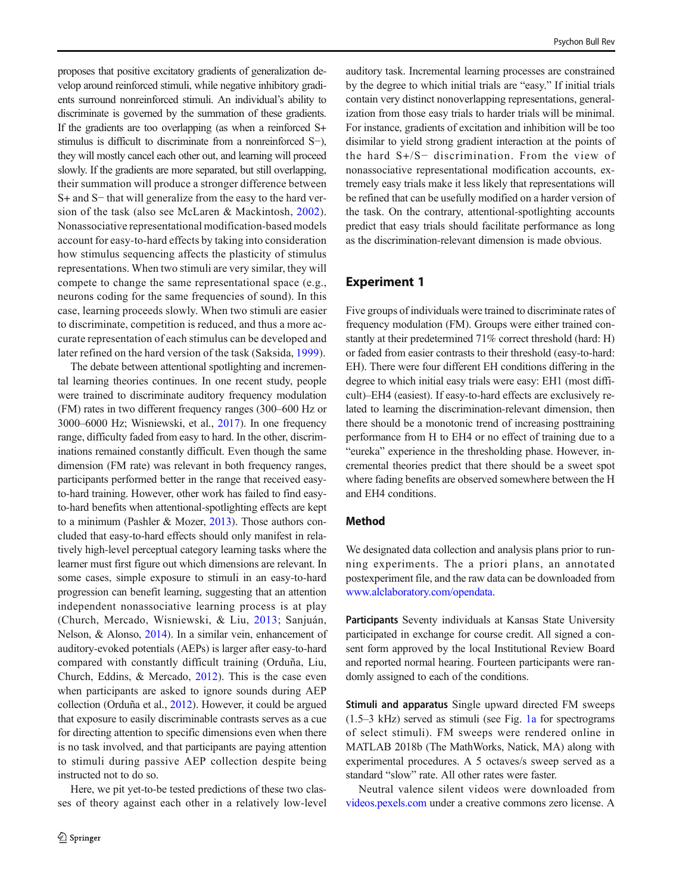proposes that positive excitatory gradients of generalization develop around reinforced stimuli, while negative inhibitory gradients surround nonreinforced stimuli. An individual's ability to discriminate is governed by the summation of these gradients. If the gradients are too overlapping (as when a reinforced S+ stimulus is difficult to discriminate from a nonreinforced S−), they will mostly cancel each other out, and learning will proceed slowly. If the gradients are more separated, but still overlapping, their summation will produce a stronger difference between S+ and S− that will generalize from the easy to the hard version of the task (also see McLaren & Mackintosh, 2002). Nonassociative representational modification-based models account for easy-to-hard effects by taking into consideration how stimulus sequencing affects the plasticity of stimulus representations. When two stimuli are very similar, they will compete to change the same representational space (e.g., neurons coding for the same frequencies of sound). In this case, learning proceeds slowly. When two stimuli are easier to discriminate, competition is reduced, and thus a more accurate representation of each stimulus can be developed and later refined on the hard version of the task (Saksida, 1999).

The debate between attentional spotlighting and incremental learning theories continues. In one recent study, people were trained to discriminate auditory frequency modulation (FM) rates in two different frequency ranges (300–600 Hz or 3000–6000 Hz; Wisniewski, et al., 2017). In one frequency range, difficulty faded from easy to hard. In the other, discriminations remained constantly difficult. Even though the same dimension (FM rate) was relevant in both frequency ranges, participants performed better in the range that received easy-to-hard training. However, other work has failed to find easy-to-hard benefits when attentional-spotlighting effects are kept to a minimum (Pashler & Mozer, 2013). Those authors concluded that easy-to-hard effects should only manifest in relatively high-level perceptual category learning tasks where the learner must first figure out which dimensions are relevant. In some cases, simple exposure to stimuli in an easy-to-hard progression can benefit learning, suggesting that an attention independent nonassociative learning process is at play (Church, Mercado, Wisniewski, & Liu, 2013; Sanjuán, Nelson, & Alonso, 2014). In a similar vein, enhancement of auditory-evoked potentials (AEPs) is larger after easy-to-hard compared with constantly difficult training (Orduña, Liu, Church, Eddins, & Mercado, 2012). This is the case even when participants are asked to ignore sounds during AEP collection (Orduña et al., 2012). However, it could be argued that exposure to easily discriminable contrasts serves as a cue for directing attention to specific dimensions even when there is no task involved, and that participants are paying attention to stimuli during passive AEP collection despite being instructed not to do so.

Here, we pit yet-to-be tested predictions of these two classes of theory against each other in a relatively low-level auditory task. Incremental learning processes are constrained by the degree to which initial trials are "easy." If initial trials contain very distinct nonoverlapping representations, generalization from those easy trials to harder trials will be minimal. For instance, gradients of excitation and inhibition will be too disimilar to yield strong gradient interaction at the points of the hard S+/S− discrimination. From the view of nonassociative representational modification accounts, extremely easy trials make it less likely that representations will be refined that can be usefully modified on a harder version of the task. On the contrary, attentional-spotlighting accounts predict that easy trials should facilitate performance as long as the discrimination-relevant dimension is made obvious.

## Experiment 1

Five groups of individuals were trained to discriminate rates of frequency modulation (FM). Groups were either trained constantly at their predetermined 71% correct threshold (hard: H) or faded from easier contrasts to their threshold (easy-to-hard: EH). There were four different EH conditions differing in the degree to which initial easy trials were easy: EH1 (most difficult)–EH4 (easiest). If easy-to-hard effects are exclusively related to learning the discrimination-relevant dimension, then there should be a monotonic trend of increasing posttraining performance from H to EH4 or no effect of training due to a "eureka" experience in the thresholding phase. However, incremental theories predict that there should be a sweet spot where fading benefits are observed somewhere between the H and EH4 conditions.

### Method

We designated data collection and analysis plans prior to running experiments. The a priori plans, an annotated postexperiment file, and the raw data can be downloaded from www.alclaboratory.com/opendata.

**Participants** Seventy individuals at Kansas State University participated in exchange for course credit. All signed a consent form approved by the local Institutional Review Board and reported normal hearing. Fourteen participants were randomly assigned to each of the conditions.

**Stimuli and apparatus** Single upward directed FM sweeps (1.5–3 kHz) served as stimuli (see Fig. 1a for spectrograms of select stimuli). FM sweeps were rendered online in MATLAB 2018b (The MathWorks, Natick, MA) along with experimental procedures. A 5 octaves/s sweep served as a standard "slow" rate. All other rates were faster.

Neutral valence silent videos were downloaded from videos.pexels.com under a creative commons zero license. A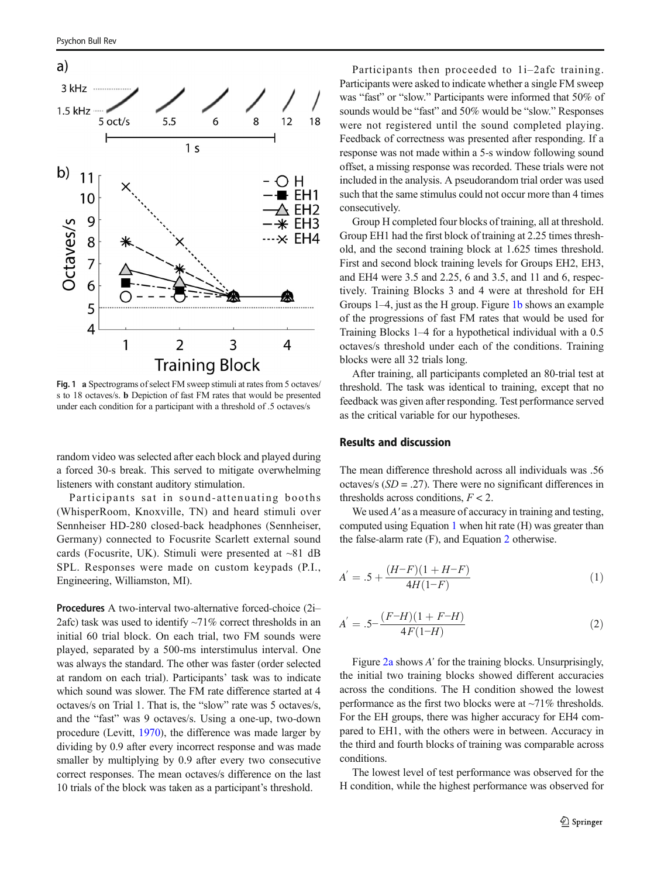Fig. 1 **a** Spectrograms of select FM sweep stimuli at rates from 5 octaves/s to 18 octaves/s. **b** Depiction of fast FM rates that would be presented under each condition for a participant with a threshold of .5 octaves/s

random video was selected after each block and played during a forced 30-s break. This served to mitigate overwhelming listeners with constant auditory stimulation.

Participants sat in sound-attenuating booths (WhisperRoom, Knoxville, TN) and heard stimuli over Sennheiser HD-280 closed-back headphones (Sennheiser, Germany) connected to Focusrite Scarlett external sound cards (Focusrite, UK). Stimuli were presented at ~81 dB SPL. Responses were made on custom keypads (P.I., Engineering, Williamston, MI).

**Procedures** A two-interval two-alternative forced-choice (2i–2afc) task was used to identify ~71% correct thresholds in an initial 60 trial block. On each trial, two FM sounds were played, separated by a 500-ms interstimulus interval. One was always the standard. The other was faster (order selected at random on each trial). Participants' task was to indicate which sound was slower. The FM rate difference started at 4 octaves/s on Trial 1. That is, the "slow" rate was 5 octaves/s, and the "fast" was 9 octaves/s. Using a one-up, two-down procedure (Levitt, 1970), the difference was made larger by dividing by 0.9 after every incorrect response and was made smaller by multiplying by 0.9 after every two consecutive correct responses. The mean octaves/s difference on the last 10 trials of the block was taken as a participant's threshold.

Participants then proceeded to 1i–2afc training. Participants were asked to indicate whether a single FM sweep was "fast" or "slow." Participants were informed that 50% of sounds would be "fast" and 50% would be "slow." Responses were not registered until the sound completed playing. Feedback of correctness was presented after responding. If a response was not made within a 5-s window following sound offset, a missing response was recorded. These trials were not included in the analysis. A pseudorandom trial order was used such that the same stimulus could not occur more than 4 times consecutively.

Group H completed four blocks of training, all at threshold. Group EH1 had the first block of training at 2.25 times threshold, and the second training block at 1.625 times threshold. First and second block training levels for Groups EH2, EH3, and EH4 were 3.5 and 2.25, 6 and 3.5, and 11 and 6, respectively. Training Blocks 3 and 4 were at threshold for EH Groups 1–4, just as the H group. Figure 1b shows an example of the progressions of fast FM rates that would be used for Training Blocks 1–4 for a hypothetical individual with a 0.5 octaves/s threshold under each of the conditions. Training blocks were all 32 trials long.

After training, all participants completed an 80-trial test at threshold. The task was identical to training, except that no feedback was given after responding. Test performance served as the critical variable for our hypotheses.

## Results and discussion

The mean difference threshold across all individuals was .56 octaves/s (*SD* = .27). There were no significant differences in thresholds across conditions, $F < 2$.

We used $A'$ as a measure of accuracy in training and testing, computed using Equation 1 when hit rate (H) was greater than the false-alarm rate (F), and Equation 2 otherwise.

$$A' = .5 + \frac{(H-F)(1+H-F)}{4H(1-F)} \tag{1}$$

$$A' = .5 - \frac{(F-H)(1+F-H)}{4F(1-H)} \tag{2}$$

Figure 2a shows $A'$ for the training blocks. Unsurprisingly, the initial two training blocks showed different accuracies across the conditions. The H condition showed the lowest performance as the first two blocks were at ~71% thresholds. For the EH groups, there was higher accuracy for EH4 compared to EH1, with the others were in between. Accuracy in the third and fourth blocks of training was comparable across conditions.

The lowest level of test performance was observed for the H condition, while the highest performance was observed for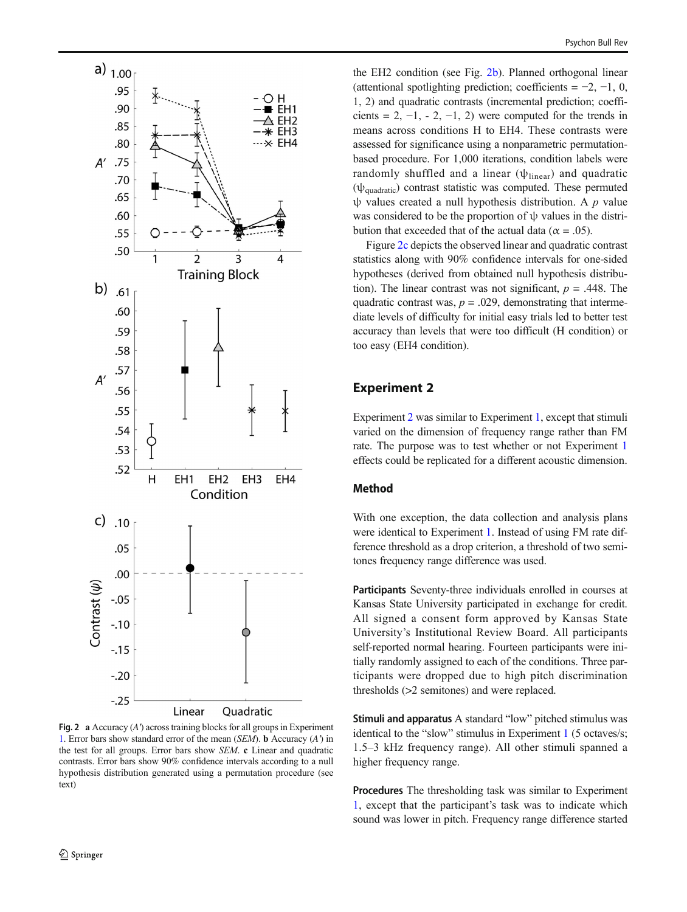Fig. 2 **a** Accuracy (*A′*) across training blocks for all groups in Experiment 1. Error bars show standard error of the mean (*SEM*). **b** Accuracy (*A′*) in the test for all groups. Error bars show *SEM*. **c** Linear and quadratic contrasts. Error bars show 90% confidence intervals according to a null hypothesis distribution generated using a permutation procedure (see text)

the EH2 condition (see Fig. 2b). Planned orthogonal linear (attentional spotlighting prediction; coefficients = −2, −1, 0, 1, 2) and quadratic contrasts (incremental prediction; coefficients = 2, −1, - 2, −1, 2) were computed for the trends in means across conditions H to EH4. These contrasts were assessed for significance using a nonparametric permutation-based procedure. For 1,000 iterations, condition labels were randomly shuffled and a linear ($\psi_{linear}$) and quadratic ($\psi_{quadratic}$) contrast statistic was computed. These permuted ψ values created a null hypothesis distribution. A *p* value was considered to be the proportion of ψ values in the distribution that exceeded that of the actual data ($\alpha = .05$).

Figure 2c depicts the observed linear and quadratic contrast statistics along with 90% confidence intervals for one-sided hypotheses (derived from obtained null hypothesis distribution). The linear contrast was not significant, $p = .448$. The quadratic contrast was, $p = .029$, demonstrating that intermediate levels of difficulty for initial easy trials led to better test accuracy than levels that were too difficult (H condition) or too easy (EH4 condition).

## Experiment 2

Experiment 2 was similar to Experiment 1, except that stimuli varied on the dimension of frequency range rather than FM rate. The purpose was to test whether or not Experiment 1 effects could be replicated for a different acoustic dimension.

### Method

With one exception, the data collection and analysis plans were identical to Experiment 1. Instead of using FM rate difference threshold as a drop criterion, a threshold of two semitones frequency range difference was used.

**Participants** Seventy-three individuals enrolled in courses at Kansas State University participated in exchange for credit. All signed a consent form approved by Kansas State University's Institutional Review Board. All participants self-reported normal hearing. Fourteen participants were initially randomly assigned to each of the conditions. Three participants were dropped due to high pitch discrimination thresholds (>2 semitones) and were replaced.

**Stimuli and apparatus** A standard "low" pitched stimulus was identical to the "slow" stimulus in Experiment 1 (5 octaves/s; 1.5–3 kHz frequency range). All other stimuli spanned a higher frequency range.

**Procedures** The thresholding task was similar to Experiment 1, except that the participant's task was to indicate which sound was lower in pitch. Frequency range difference started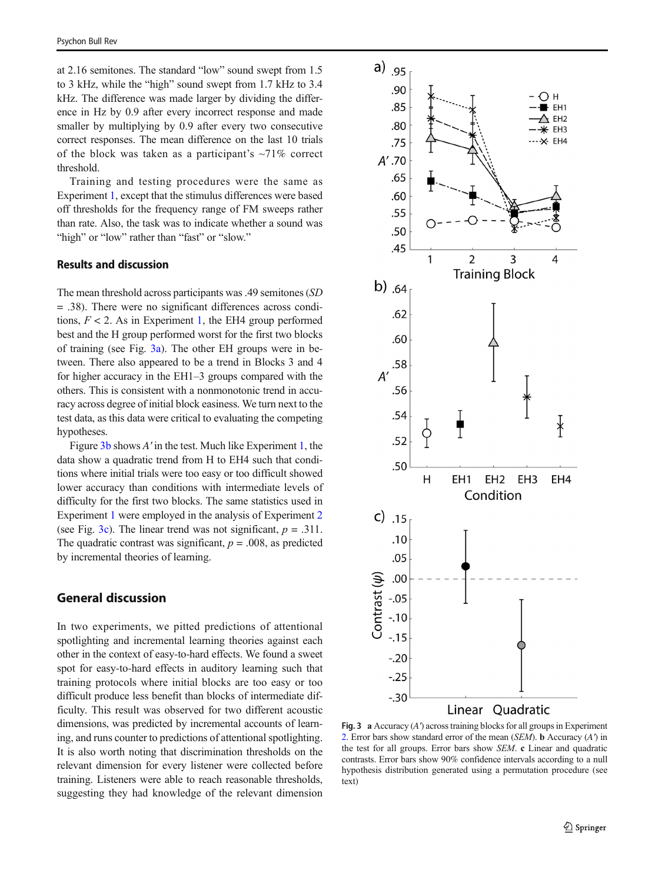at 2.16 semitones. The standard "low" sound swept from 1.5 to 3 kHz, while the "high" sound swept from 1.7 kHz to 3.4 kHz. The difference was made larger by dividing the difference in Hz by 0.9 after every incorrect response and made smaller by multiplying by 0.9 after every two consecutive correct responses. The mean difference on the last 10 trials of the block was taken as a participant's ~71% correct threshold.

Training and testing procedures were the same as Experiment 1, except that the stimulus differences were based off thresholds for the frequency range of FM sweeps rather than rate. Also, the task was to indicate whether a sound was "high" or "low" rather than "fast" or "slow."

### Results and discussion

The mean threshold across participants was .49 semitones (*SD* = .38). There were no significant differences across conditions, $F < 2$. As in Experiment 1, the EH4 group performed best and the H group performed worst for the first two blocks of training (see Fig. 3a). The other EH groups were in between. There also appeared to be a trend in Blocks 3 and 4 for higher accuracy in the EH1–3 groups compared with the others. This is consistent with a nonmonotonic trend in accuracy across degree of initial block easiness. We turn next to the test data, as this data were critical to evaluating the competing hypotheses.

Figure 3b shows $A'$ in the test. Much like Experiment 1, the data show a quadratic trend from H to EH4 such that conditions where initial trials were too easy or too difficult showed lower accuracy than conditions with intermediate levels of difficulty for the first two blocks. The same statistics used in Experiment 1 were employed in the analysis of Experiment 2 (see Fig. 3c). The linear trend was not significant, $p = .311$. The quadratic contrast was significant, $p = .008$, as predicted by incremental theories of learning.

## General discussion

In two experiments, we pitted predictions of attentional spotlighting and incremental learning theories against each other in the context of easy-to-hard effects. We found a sweet spot for easy-to-hard effects in auditory learning such that training protocols where initial blocks are too easy or too difficult produce less benefit than blocks of intermediate difficulty. This result was observed for two different acoustic dimensions, was predicted by incremental accounts of learning, and runs counter to predictions of attentional spotlighting. It is also worth noting that discrimination thresholds on the relevant dimension for every listener were collected before training. Listeners were able to reach reasonable thresholds, suggesting they had knowledge of the relevant dimension

**Fig. 3** **a** Accuracy ($A'$) across training blocks for all groups in Experiment 2. Error bars show standard error of the mean (*SEM*). **b** Accuracy ($A'$) in the test for all groups. Error bars show *SEM*. **c** Linear and quadratic contrasts. Error bars show 90% confidence intervals according to a null hypothesis distribution generated using a permutation procedure (see text)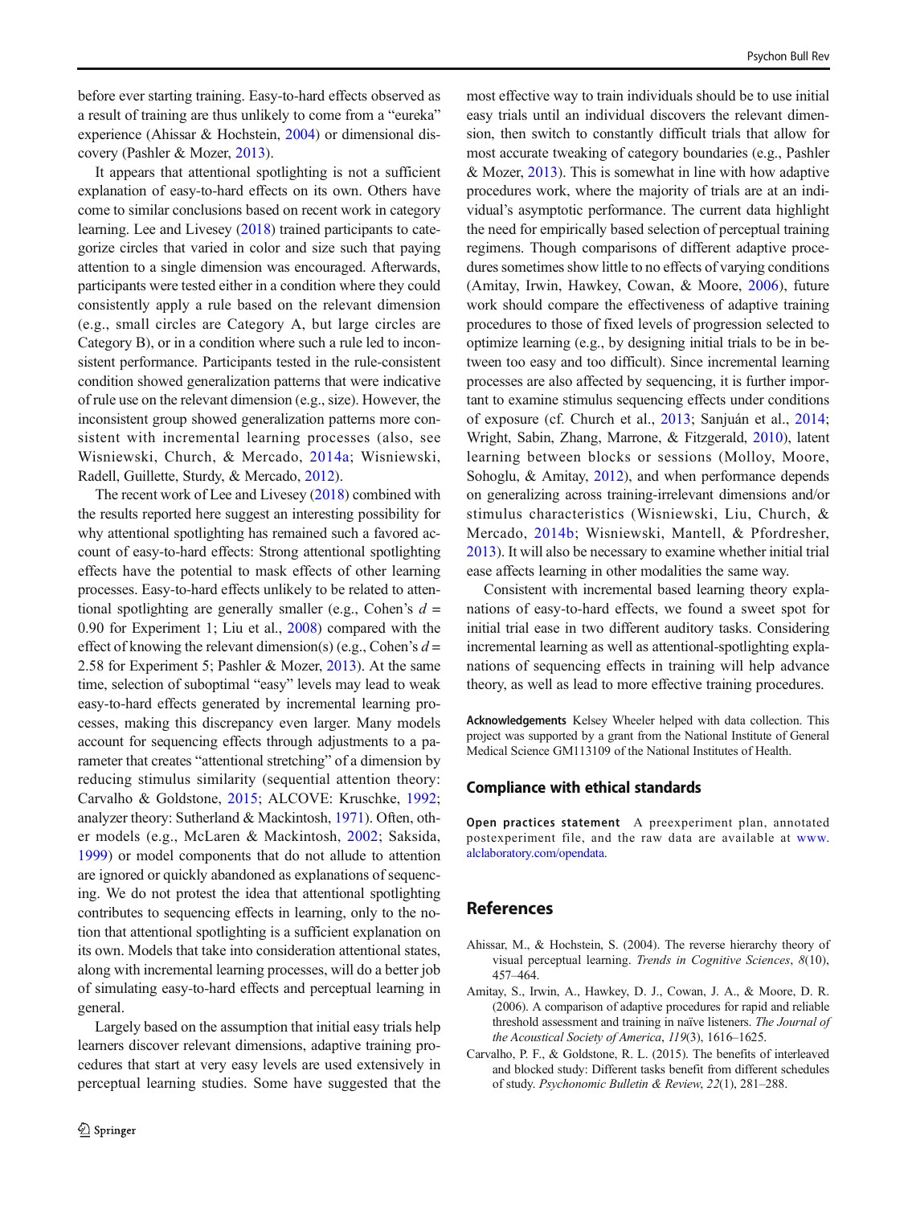before ever starting training. Easy-to-hard effects observed as a result of training are thus unlikely to come from a "eureka" experience (Ahissar & Hochstein, 2004) or dimensional discovery (Pashler & Mozer, 2013).

It appears that attentional spotlighting is not a sufficient explanation of easy-to-hard effects on its own. Others have come to similar conclusions based on recent work in category learning. Lee and Livesey (2018) trained participants to categorize circles that varied in color and size such that paying attention to a single dimension was encouraged. Afterwards, participants were tested either in a condition where they could consistently apply a rule based on the relevant dimension (e.g., small circles are Category A, but large circles are Category B), or in a condition where such a rule led to inconsistent performance. Participants tested in the rule-consistent condition showed generalization patterns that were indicative of rule use on the relevant dimension (e.g., size). However, the inconsistent group showed generalization patterns more consistent with incremental learning processes (also, see Wisniewski, Church, & Mercado, 2014a; Wisniewski, Radell, Guillette, Sturdy, & Mercado, 2012).

The recent work of Lee and Livesey (2018) combined with the results reported here suggest an interesting possibility for why attentional spotlighting has remained such a favored account of easy-to-hard effects: Strong attentional spotlighting effects have the potential to mask effects of other learning processes. Easy-to-hard effects unlikely to be related to attentional spotlighting are generally smaller (e.g., Cohen's $d$ = 0.90 for Experiment 1; Liu et al., 2008) compared with the effect of knowing the relevant dimension(s) (e.g., Cohen's $d$ = 2.58 for Experiment 5; Pashler & Mozer, 2013). At the same time, selection of suboptimal "easy" levels may lead to weak easy-to-hard effects generated by incremental learning processes, making this discrepancy even larger. Many models account for sequencing effects through adjustments to a parameter that creates "attentional stretching" of a dimension by reducing stimulus similarity (sequential attention theory: Carvalho & Goldstone, 2015; ALCOVE: Kruschke, 1992; analyzer theory: Sutherland & Mackintosh, 1971). Often, other models (e.g., McLaren & Mackintosh, 2002; Saksida, 1999) or model components that do not allude to attention are ignored or quickly abandoned as explanations of sequencing. We do not protest the idea that attentional spotlighting contributes to sequencing effects in learning, only to the notion that attentional spotlighting is a sufficient explanation on its own. Models that take into consideration attentional states, along with incremental learning processes, will do a better job of simulating easy-to-hard effects and perceptual learning in general.

Largely based on the assumption that initial easy trials help learners discover relevant dimensions, adaptive training procedures that start at very easy levels are used extensively in perceptual learning studies. Some have suggested that the most effective way to train individuals should be to use initial easy trials until an individual discovers the relevant dimension, then switch to constantly difficult trials that allow for most accurate tweaking of category boundaries (e.g., Pashler & Mozer, 2013). This is somewhat in line with how adaptive procedures work, where the majority of trials are at an individual's asymptotic performance. The current data highlight the need for empirically based selection of perceptual training regimens. Though comparisons of different adaptive procedures sometimes show little to no effects of varying conditions (Amitay, Irwin, Hawkey, Cowan, & Moore, 2006), future work should compare the effectiveness of adaptive training procedures to those of fixed levels of progression selected to optimize learning (e.g., by designing initial trials to be in between too easy and too difficult). Since incremental learning processes are also affected by sequencing, it is further important to examine stimulus sequencing effects under conditions of exposure (cf. Church et al., 2013; Sanjuán et al., 2014; Wright, Sabin, Zhang, Marrone, & Fitzgerald, 2010), latent learning between blocks or sessions (Molloy, Moore, Sohoglu, & Amitay, 2012), and when performance depends on generalizing across training-irrelevant dimensions and/or stimulus characteristics (Wisniewski, Liu, Church, & Mercado, 2014b; Wisniewski, Mantell, & Pfordresher, 2013). It will also be necessary to examine whether initial trial ease affects learning in other modalities the same way.

Consistent with incremental based learning theory explanations of easy-to-hard effects, we found a sweet spot for initial trial ease in two different auditory tasks. Considering incremental learning as well as attentional-spotlighting explanations of sequencing effects in training will help advance theory, as well as lead to more effective training procedures.

**Acknowledgements** Kelsey Wheeler helped with data collection. This project was supported by a grant from the National Institute of General Medical Science GM113109 of the National Institutes of Health.

## Compliance with ethical standards

**Open practices statement** A preexperiment plan, annotated postexperiment file, and the raw data are available at www.alclaboratory.com/opendata.

## References

Ahissar, M., & Hochstein, S. (2004). The reverse hierarchy theory of visual perceptual learning. *Trends in Cognitive Sciences*, *8*(10), 457–464.

Amitay, S., Irwin, A., Hawkey, D. J., Cowan, J. A., & Moore, D. R. (2006). A comparison of adaptive procedures for rapid and reliable threshold assessment and training in naïve listeners. *The Journal of the Acoustical Society of America*, *119*(3), 1616–1625.

Carvalho, P. F., & Goldstone, R. L. (2015). The benefits of interleaved and blocked study: Different tasks benefit from different schedules of study. *Psychonomic Bulletin & Review*, *22*(1), 281–288.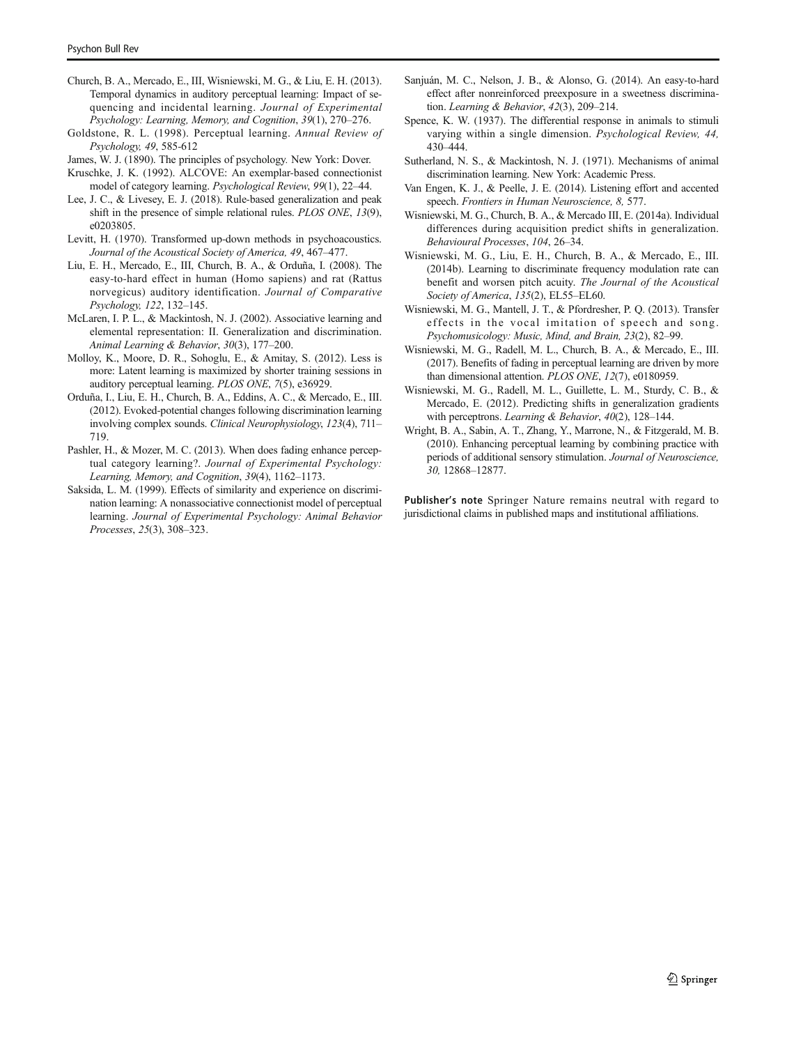Church, B. A., Mercado, E., III, Wisniewski, M. G., & Liu, E. H. (2013). Temporal dynamics in auditory perceptual learning: Impact of sequencing and incidental learning. *Journal of Experimental Psychology: Learning, Memory, and Cognition*, *39*(1), 270–276.

Goldstone, R. L. (1998). Perceptual learning. *Annual Review of Psychology, 49*, 585-612

James, W. J. (1890). The principles of psychology. New York: Dover.

Kruschke, J. K. (1992). ALCOVE: An exemplar-based connectionist model of category learning. *Psychological Review*, *99*(1), 22–44.

Lee, J. C., & Livesey, E. J. (2018). Rule-based generalization and peak shift in the presence of simple relational rules. *PLOS ONE*, *13*(9), e0203805.

Levitt, H. (1970). Transformed up-down methods in psychoacoustics. *Journal of the Acoustical Society of America, 49*, 467–477.

Liu, E. H., Mercado, E., III, Church, B. A., & Orduña, I. (2008). The easy-to-hard effect in human (Homo sapiens) and rat (Rattus norvegicus) auditory identification. *Journal of Comparative Psychology, 122*, 132–145.

McLaren, I. P. L., & Mackintosh, N. J. (2002). Associative learning and elemental representation: II. Generalization and discrimination. *Animal Learning & Behavior*, *30*(3), 177–200.

Molloy, K., Moore, D. R., Sohoglu, E., & Amitay, S. (2012). Less is more: Latent learning is maximized by shorter training sessions in auditory perceptual learning. *PLOS ONE*, *7*(5), e36929.

Orduña, I., Liu, E. H., Church, B. A., Eddins, A. C., & Mercado, E., III. (2012). Evoked-potential changes following discrimination learning involving complex sounds. *Clinical Neurophysiology*, *123*(4), 711–719.

Pashler, H., & Mozer, M. C. (2013). When does fading enhance perceptual category learning?. *Journal of Experimental Psychology: Learning, Memory, and Cognition*, *39*(4), 1162–1173.

Saksida, L. M. (1999). Effects of similarity and experience on discrimination learning: A nonassociative connectionist model of perceptual learning. *Journal of Experimental Psychology: Animal Behavior Processes*, *25*(3), 308–323.

Sanjuán, M. C., Nelson, J. B., & Alonso, G. (2014). An easy-to-hard effect after nonreinforced preexposure in a sweetness discrimination. *Learning & Behavior*, *42*(3), 209–214.

Spence, K. W. (1937). The differential response in animals to stimuli varying within a single dimension. *Psychological Review, 44,* 430–444.

Sutherland, N. S., & Mackintosh, N. J. (1971). Mechanisms of animal discrimination learning. New York: Academic Press.

Van Engen, K. J., & Peelle, J. E. (2014). Listening effort and accented speech. *Frontiers in Human Neuroscience, 8,* 577.

Wisniewski, M. G., Church, B. A., & Mercado III, E. (2014a). Individual differences during acquisition predict shifts in generalization. *Behavioural Processes*, *104*, 26–34.

Wisniewski, M. G., Liu, E. H., Church, B. A., & Mercado, E., III. (2014b). Learning to discriminate frequency modulation rate can benefit and worsen pitch acuity. *The Journal of the Acoustical Society of America*, *135*(2), EL55–EL60.

Wisniewski, M. G., Mantell, J. T., & Pfordresher, P. Q. (2013). Transfer effects in the vocal imitation of speech and song. *Psychomusicology: Music, Mind, and Brain, 23*(2), 82–99.

Wisniewski, M. G., Radell, M. L., Church, B. A., & Mercado, E., III. (2017). Benefits of fading in perceptual learning are driven by more than dimensional attention. *PLOS ONE*, *12*(7), e0180959.

Wisniewski, M. G., Radell, M. L., Guillette, L. M., Sturdy, C. B., & Mercado, E. (2012). Predicting shifts in generalization gradients with perceptrons. *Learning & Behavior*, *40*(2), 128–144.

Wright, B. A., Sabin, A. T., Zhang, Y., Marrone, N., & Fitzgerald, M. B. (2010). Enhancing perceptual learning by combining practice with periods of additional sensory stimulation. *Journal of Neuroscience, 30,* 12868–12877.

**Publisher's note** Springer Nature remains neutral with regard to jurisdictional claims in published maps and institutional affiliations.